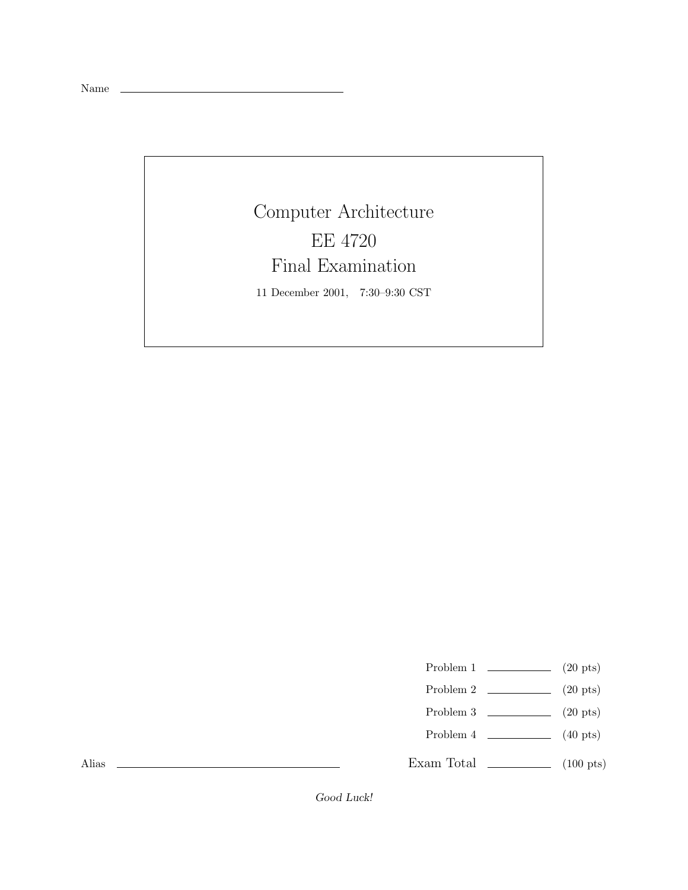Name ______________________________

# Computer Architecture

# EE 4720

# Final Examination

11 December 2001, 7:30–9:30 CST

| | | |
|---|---|---|
| Problem 1 | ________ | (20 pts) |
| Problem 2 | ________ | (20 pts) |
| Problem 3 | ________ | (20 pts) |
| Problem 4 | ________ | (40 pts) |
| Exam Total | ________ | (100 pts) |

Alias ______________________________

*Good Luck!*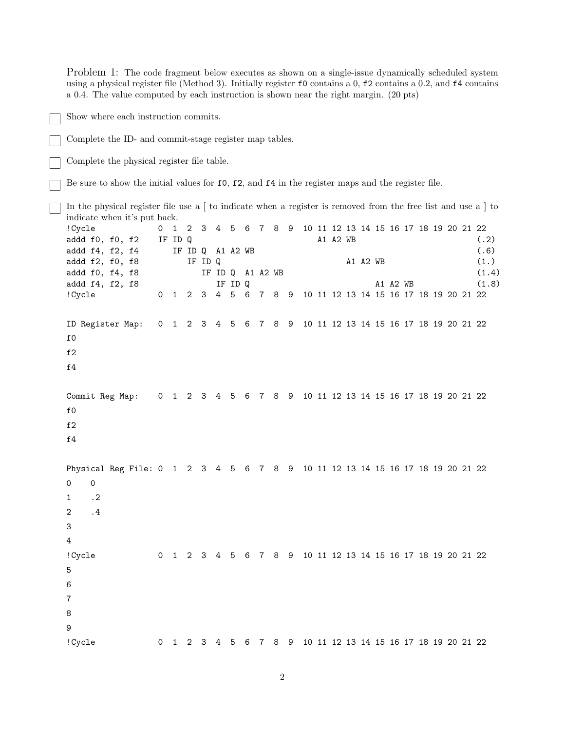Problem 1: The code fragment below executes as shown on a single-issue dynamically scheduled system using a physical register file (Method 3). Initially register f0 contains a 0, f2 contains a 0.2, and f4 contains a 0.4. The value computed by each instruction is shown near the right margin. (20 pts)

- [ ] Show where each instruction commits.
- [ ] Complete the ID- and commit-stage register map tables.
- [ ] Complete the physical register file table.
- [ ] Be sure to show the initial values for f0, f2, and f4 in the register maps and the register file.
- [ ] In the physical register file use a [ to indicate when a register is removed from the free list and use a ] to indicate when it's put back.

```
!Cycle             0  1  2  3  4  5  6  7  8  9  10 11 12 13 14 15 16 17 18 19 20 21 22
addd f0, f0, f2    IF ID Q                          A1 A2 WB                            (.2)
addd f4, f2, f4       IF ID Q  A1 A2 WB                                                 (.6)
addd f2, f0, f8          IF ID Q                             A1 A2 WB                   (1.)
addd f0, f4, f8             IF ID Q  A1 A2 WB                                           (1.4)
addd f4, f2, f8                IF ID Q                                A1 A2 WB          (1.8)
!Cycle             0  1  2  3  4  5  6  7  8  9  10 11 12 13 14 15 16 17 18 19 20 21 22


ID Register Map:   0  1  2  3  4  5  6  7  8  9  10 11 12 13 14 15 16 17 18 19 20 21 22
f0
f2
f4


Commit Reg Map:    0  1  2  3  4  5  6  7  8  9  10 11 12 13 14 15 16 17 18 19 20 21 22
f0
f2
f4


Physical Reg File: 0  1  2  3  4  5  6  7  8  9  10 11 12 13 14 15 16 17 18 19 20 21 22
0    0
1    .2
2    .4
3
4
!Cycle             0  1  2  3  4  5  6  7  8  9  10 11 12 13 14 15 16 17 18 19 20 21 22
5
6
7
8
9
!Cycle             0  1  2  3  4  5  6  7  8  9  10 11 12 13 14 15 16 17 18 19 20 21 22
```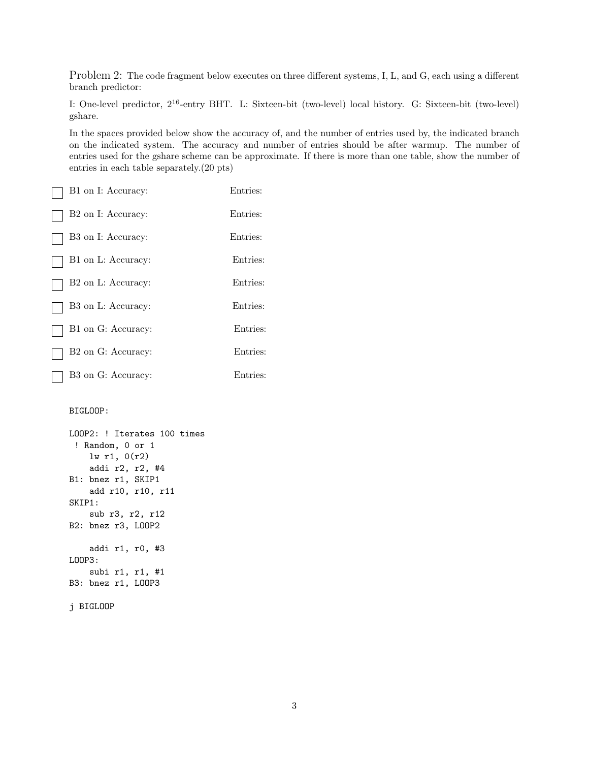Problem 2: The code fragment below executes on three different systems, I, L, and G, each using a different branch predictor:

I: One-level predictor, $2^{16}$-entry BHT. L: Sixteen-bit (two-level) local history. G: Sixteen-bit (two-level) gshare.

In the spaces provided below show the accuracy of, and the number of entries used by, the indicated branch on the indicated system. The accuracy and number of entries should be after warmup. The number of entries used for the gshare scheme can be approximate. If there is more than one table, show the number of entries in each table separately.(20 pts)

- ☐ B1 on I: Accuracy: Entries:
- ☐ B2 on I: Accuracy: Entries:
- ☐ B3 on I: Accuracy: Entries:
- ☐ B1 on L: Accuracy: Entries:
- ☐ B2 on L: Accuracy: Entries:
- ☐ B3 on L: Accuracy: Entries:
- ☐ B1 on G: Accuracy: Entries:
- ☐ B2 on G: Accuracy: Entries:
- ☐ B3 on G: Accuracy: Entries:

```
BIGLOOP:

LOOP2: ! Iterates 100 times
 ! Random, 0 or 1
    lw r1, 0(r2)
    addi r2, r2, #4
B1: bnez r1, SKIP1
    add r10, r10, r11
SKIP1:
    sub r3, r2, r12
B2: bnez r3, LOOP2

    addi r1, r0, #3
LOOP3:
    subi r1, r1, #1
B3: bnez r1, LOOP3

j BIGLOOP
```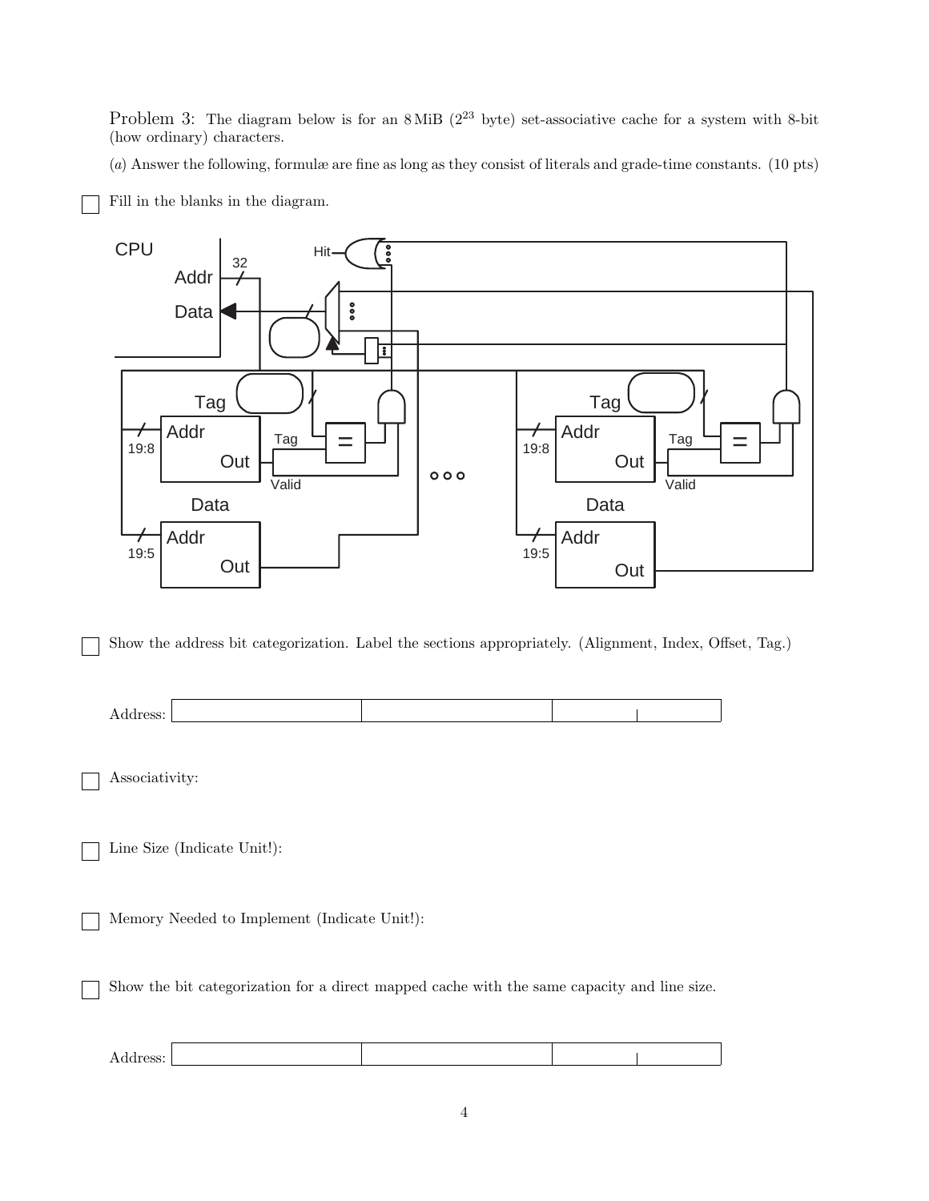Problem 3: The diagram below is for an 8 MiB ($2^{23}$ byte) set-associative cache for a system with 8-bit (how ordinary) characters.

(*a*) Answer the following, formulæ are fine as long as they consist of literals and grade-time constants. (10 pts)

☐ Fill in the blanks in the diagram.

CPU, Addr, 32, Data, Hit, Tag, Addr, Out, Tag, Valid, =, 19:8, Data, Addr, Out, 19:5, Tag, Addr, Out, Tag, Valid, =, 19:8, Data, Addr, Out, 19:5

☐ Show the address bit categorization. Label the sections appropriately. (Alignment, Index, Offset, Tag.)

Address:

| | | | |
|---|---|---|---|
| | | | |

☐ Associativity:

☐ Line Size (Indicate Unit!):

☐ Memory Needed to Implement (Indicate Unit!):

☐ Show the bit categorization for a direct mapped cache with the same capacity and line size.

Address:

| | | | |
|---|---|---|---|
| | | | |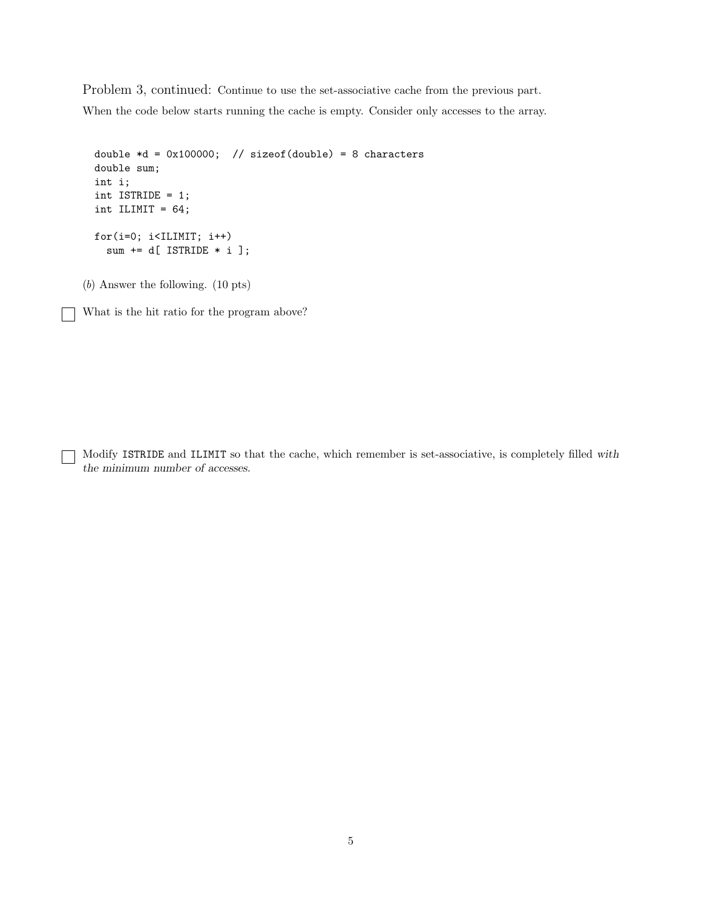Problem 3, continued: Continue to use the set-associative cache from the previous part.

When the code below starts running the cache is empty. Consider only accesses to the array.

```
double *d = 0x100000;  // sizeof(double) = 8 characters
double sum;
int i;
int ISTRIDE = 1;
int ILIMIT = 64;

for(i=0; i<ILIMIT; i++)
  sum += d[ ISTRIDE * i ];
```

(*b*) Answer the following. (10 pts)

☐ What is the hit ratio for the program above?

☐ Modify ISTRIDE and ILIMIT so that the cache, which remember is set-associative, is completely filled *with the minimum number of accesses*.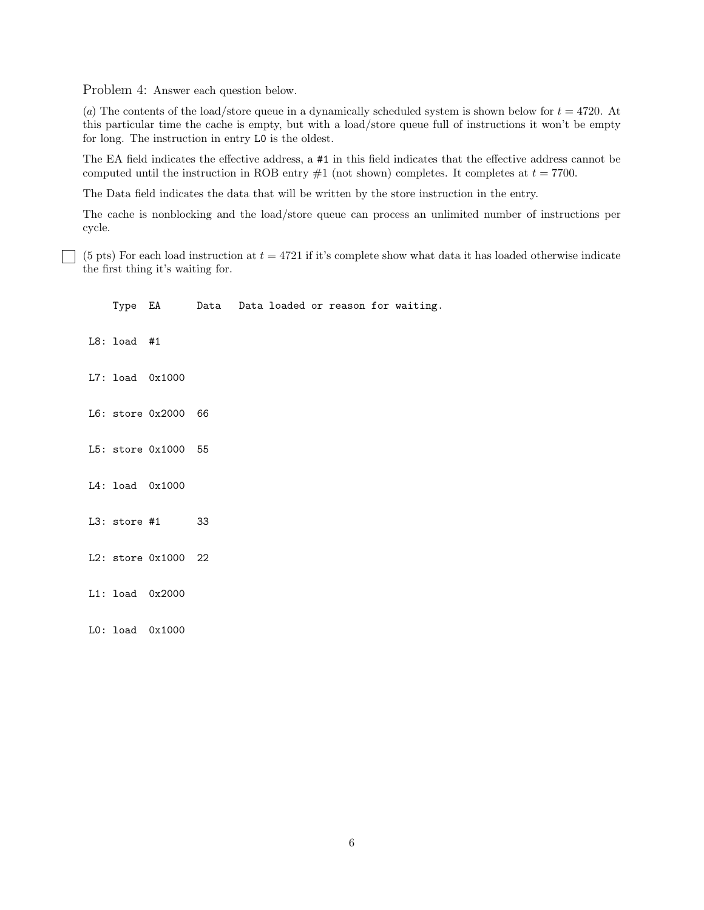Problem 4: Answer each question below.

(*a*) The contents of the load/store queue in a dynamically scheduled system is shown below for $t = 4720$. At this particular time the cache is empty, but with a load/store queue full of instructions it won't be empty for long. The instruction in entry `L0` is the oldest.

The EA field indicates the effective address, a `#1` in this field indicates that the effective address cannot be computed until the instruction in ROB entry #1 (not shown) completes. It completes at $t = 7700$.

The Data field indicates the data that will be written by the store instruction in the entry.

The cache is nonblocking and the load/store queue can process an unlimited number of instructions per cycle.

☐ (5 pts) For each load instruction at $t = 4721$ if it's complete show what data it has loaded otherwise indicate the first thing it's waiting for.

```
     Type  EA      Data   Data loaded or reason for waiting.

 L8: load  #1

 L7: load  0x1000

 L6: store 0x2000  66

 L5: store 0x1000  55

 L4: load  0x1000

 L3: store #1      33

 L2: store 0x1000  22

 L1: load  0x2000

 L0: load  0x1000
```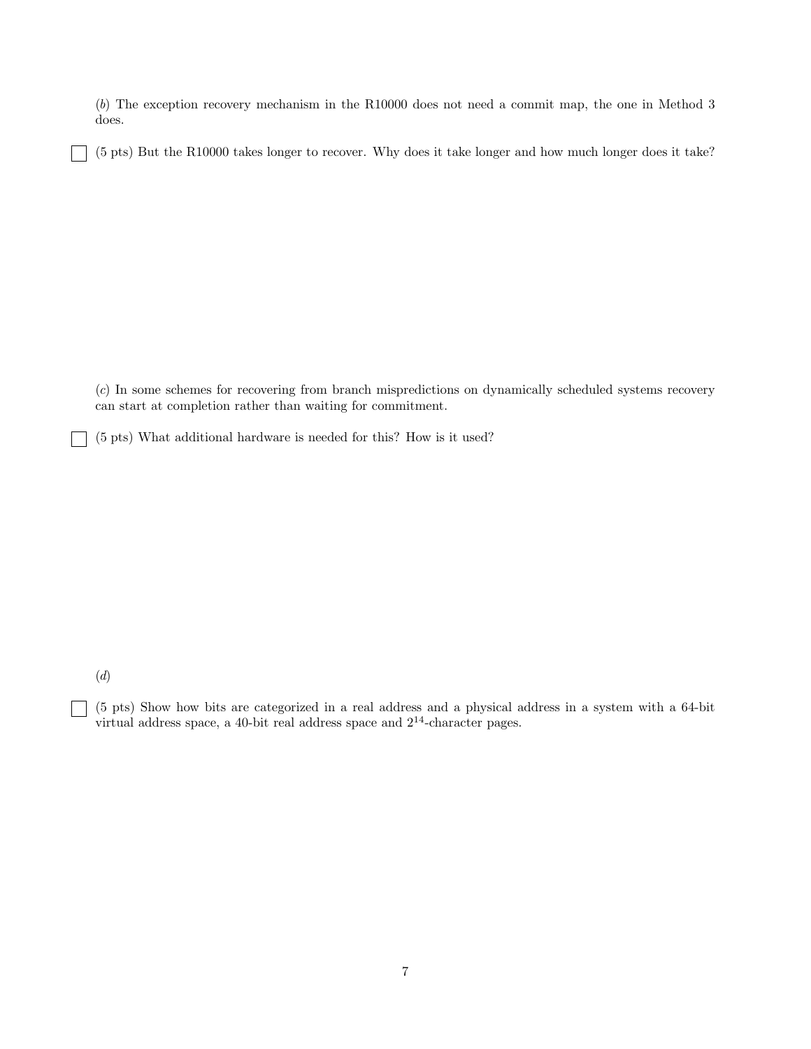(*b*) The exception recovery mechanism in the R10000 does not need a commit map, the one in Method 3 does.

☐ (5 pts) But the R10000 takes longer to recover. Why does it take longer and how much longer does it take?

(*c*) In some schemes for recovering from branch mispredictions on dynamically scheduled systems recovery can start at completion rather than waiting for commitment.

☐ (5 pts) What additional hardware is needed for this? How is it used?

(*d*)

☐ (5 pts) Show how bits are categorized in a real address and a physical address in a system with a 64-bit virtual address space, a 40-bit real address space and $2^{14}$-character pages.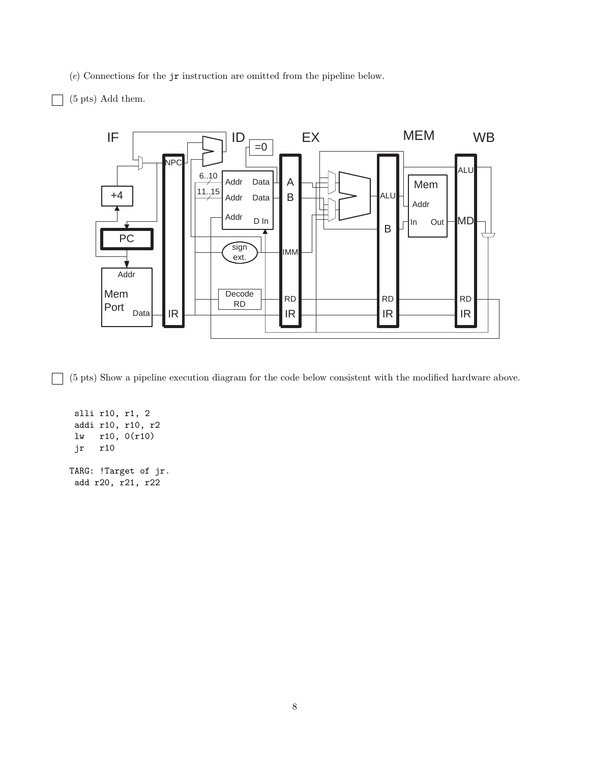(*e*) Connections for the `jr` instruction are omitted from the pipeline below.

☐ (5 pts) Add them.

☐ (5 pts) Show a pipeline execution diagram for the code below consistent with the modified hardware above.

```
 slli r10, r1, 2
 addi r10, r10, r2
 lw   r10, 0(r10)
 jr   r10

TARG: !Target of jr.
 add r20, r21, r22
```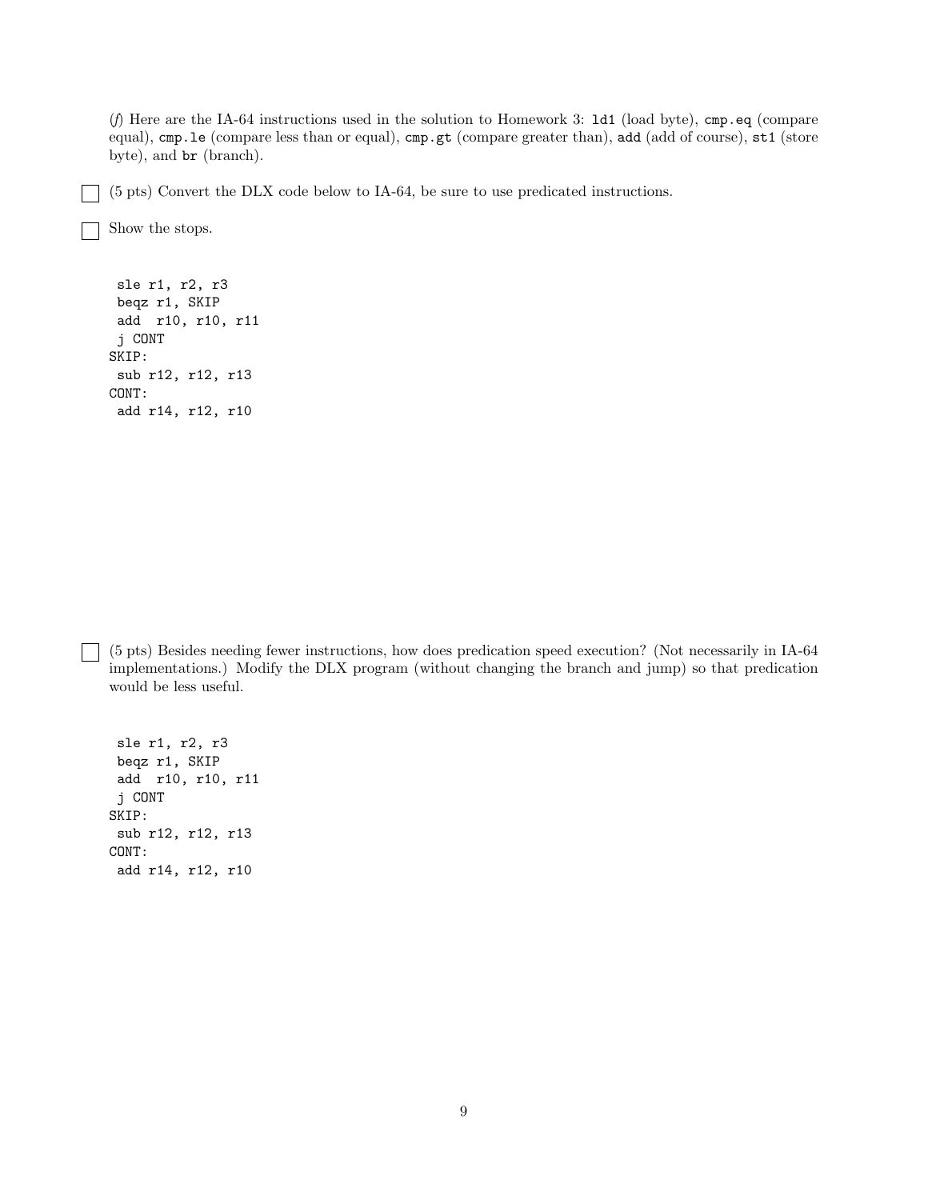(*f*) Here are the IA-64 instructions used in the solution to Homework 3: `ld1` (load byte), `cmp.eq` (compare equal), `cmp.le` (compare less than or equal), `cmp.gt` (compare greater than), `add` (add of course), `st1` (store byte), and `br` (branch).

☐ (5 pts) Convert the DLX code below to IA-64, be sure to use predicated instructions.

☐ Show the stops.

```
 sle r1, r2, r3
 beqz r1, SKIP
 add  r10, r10, r11
 j CONT
SKIP:
 sub r12, r12, r13
CONT:
 add r14, r12, r10
```

☐ (5 pts) Besides needing fewer instructions, how does predication speed execution? (Not necessarily in IA-64 implementations.) Modify the DLX program (without changing the branch and jump) so that predication would be less useful.

```
 sle r1, r2, r3
 beqz r1, SKIP
 add  r10, r10, r11
 j CONT
SKIP:
 sub r12, r12, r13
CONT:
 add r14, r12, r10
```